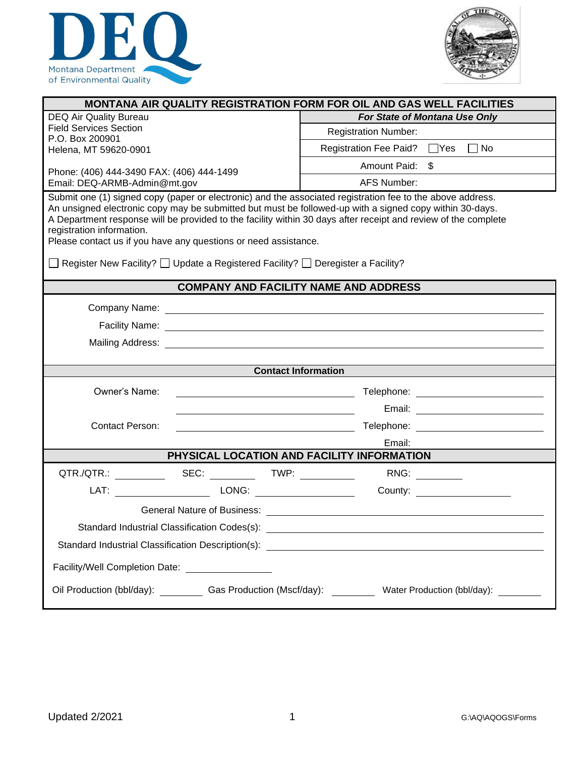Montana Department of Environmental Quality

# MONTANA AIR QUALITY REGISTRATION FORM FOR OIL AND GAS WELL FACILITIES

| DEQ Air Quality Bureau<br>Field Services Section<br>P.O. Box 200901<br>Helena, MT 59620-0901<br><br>Phone: (406) 444-3490 FAX: (406) 444-1499<br>Email: DEQ-ARMB-Admin@mt.gov | ***For State of Montana Use Only***<br>Registration Number:<br>Registration Fee Paid? ☐Yes ☐ No<br>Amount Paid: $<br>AFS Number: |
|---|---|

Submit one (1) signed copy (paper or electronic) and the associated registration fee to the above address.
An unsigned electronic copy may be submitted but must be followed-up with a signed copy within 30-days.
A Department response will be provided to the facility within 30 days after receipt and review of the complete registration information.
Please contact us if you have any questions or need assistance.

☐ Register New Facility? ☐ Update a Registered Facility? ☐ Deregister a Facility?

## COMPANY AND FACILITY NAME AND ADDRESS

Company Name: ______________________________

Facility Name: ______________________________

Mailing Address: ______________________________

### Contact Information

Owner's Name: ____________________ Telephone: ____________________

____________________ Email: ____________________

Contact Person: ____________________ Telephone: ____________________

Email:

## PHYSICAL LOCATION AND FACILITY INFORMATION

QTR./QTR.: __________ SEC: __________ TWP: __________ RNG: __________

LAT: __________ LONG: __________ County: __________

General Nature of Business: ______________________________

Standard Industrial Classification Codes(s): ______________________________

Standard Industrial Classification Description(s): ______________________________

Facility/Well Completion Date: __________

Oil Production (bbl/day): ________ Gas Production (Mscf/day): ________ Water Production (bbl/day): ________

Updated 2/2021 G:\AQ\AQOGS\Forms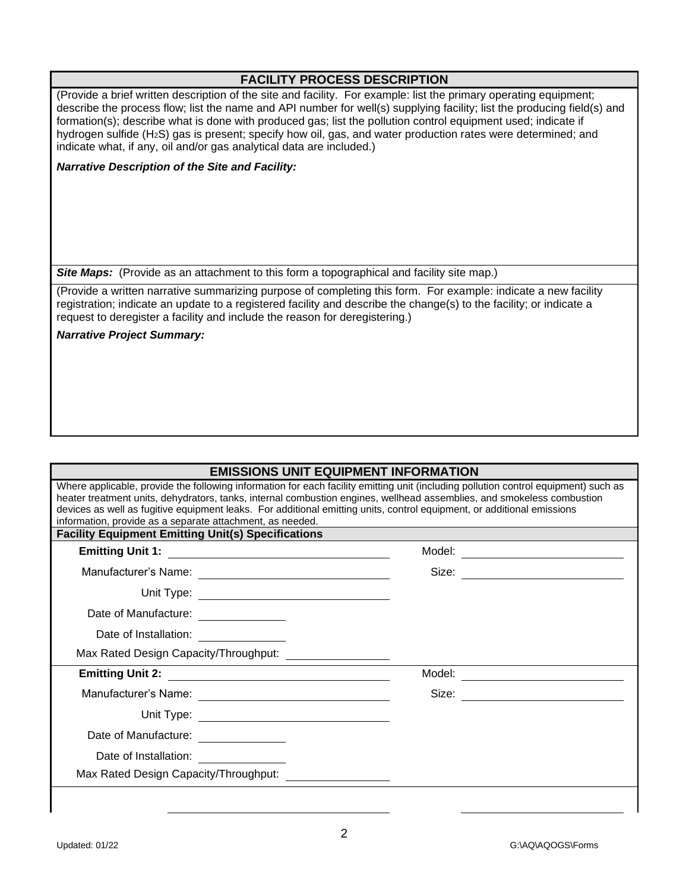## FACILITY PROCESS DESCRIPTION

(Provide a brief written description of the site and facility. For example: list the primary operating equipment; describe the process flow; list the name and API number for well(s) supplying facility; list the producing field(s) and formation(s); describe what is done with produced gas; list the pollution control equipment used; indicate if hydrogen sulfide ($H_2S$) gas is present; specify how oil, gas, and water production rates were determined; and indicate what, if any, oil and/or gas analytical data are included.)

***Narrative Description of the Site and Facility:***

***Site Maps:*** (Provide as an attachment to this form a topographical and facility site map.)

(Provide a written narrative summarizing purpose of completing this form. For example: indicate a new facility registration; indicate an update to a registered facility and describe the change(s) to the facility; or indicate a request to deregister a facility and include the reason for deregistering.)

***Narrative Project Summary:***

## EMISSIONS UNIT EQUIPMENT INFORMATION

Where applicable, provide the following information for each facility emitting unit (including pollution control equipment) such as heater treatment units, dehydrators, tanks, internal combustion engines, wellhead assemblies, and smokeless combustion devices as well as fugitive equipment leaks. For additional emitting units, control equipment, or additional emissions information, provide as a separate attachment, as needed.

**Facility Equipment Emitting Unit(s) Specifications**

**Emitting Unit 1:** ______________________ Model: ______________________

Manufacturer's Name: ______________________ Size: ______________________

Unit Type: ______________________

Date of Manufacture: ____________

Date of Installation: ____________

Max Rated Design Capacity/Throughput: ____________

**Emitting Unit 2:** ______________________ Model: ______________________

Manufacturer's Name: ______________________ Size: ______________________

Unit Type: ______________________

Date of Manufacture: ____________

Date of Installation: ____________

Max Rated Design Capacity/Throughput: ____________

______________________ ______________________

Updated: 01/22 G:\AQ\AQOGS\Forms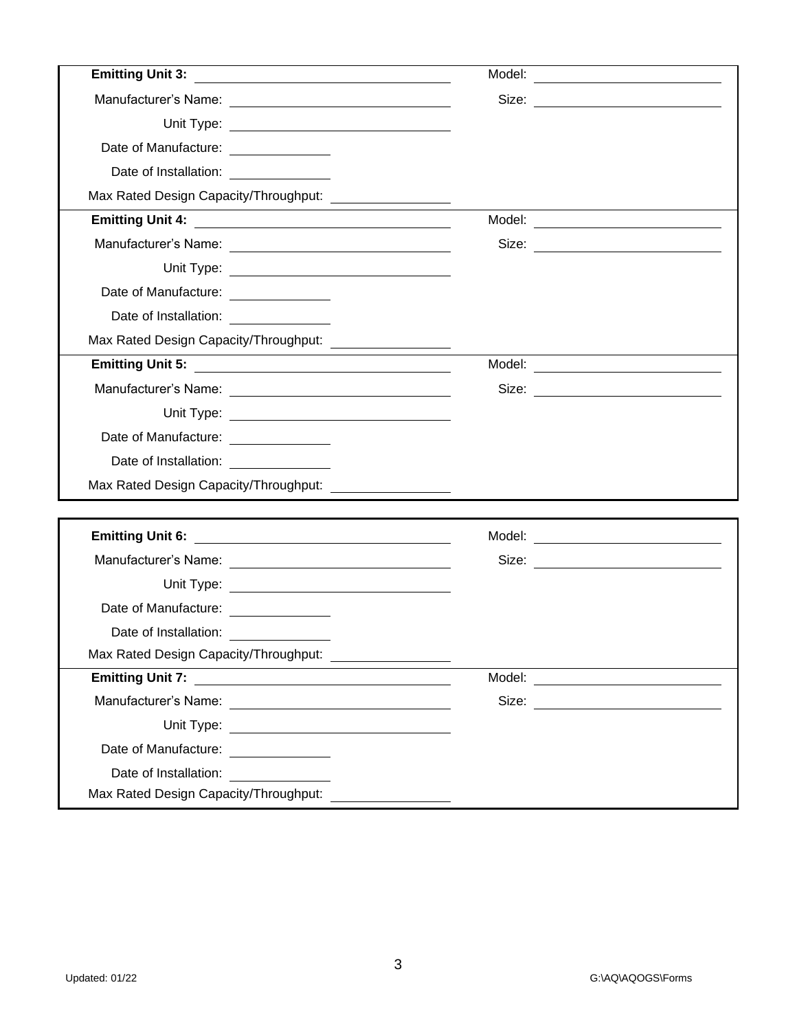**Emitting Unit 3:** ______________________ Model: ______________________

Manufacturer's Name: ______________________ Size: ______________________

Unit Type: ______________________

Date of Manufacture: ______________

Date of Installation: ______________

Max Rated Design Capacity/Throughput: ______________

---

**Emitting Unit 4:** ______________________ Model: ______________________

Manufacturer's Name: ______________________ Size: ______________________

Unit Type: ______________________

Date of Manufacture: ______________

Date of Installation: ______________

Max Rated Design Capacity/Throughput: ______________

---

**Emitting Unit 5:** ______________________ Model: ______________________

Manufacturer's Name: ______________________ Size: ______________________

Unit Type: ______________________

Date of Manufacture: ______________

Date of Installation: ______________

Max Rated Design Capacity/Throughput: ______________

---

**Emitting Unit 6:** ______________________ Model: ______________________

Manufacturer's Name: ______________________ Size: ______________________

Unit Type: ______________________

Date of Manufacture: ______________

Date of Installation: ______________

Max Rated Design Capacity/Throughput: ______________

---

**Emitting Unit 7:** ______________________ Model: ______________________

Manufacturer's Name: ______________________ Size: ______________________

Unit Type: ______________________

Date of Manufacture: ______________

Date of Installation: ______________

Max Rated Design Capacity/Throughput: ______________

Updated: 01/22 G:\AQ\AQOGS\Forms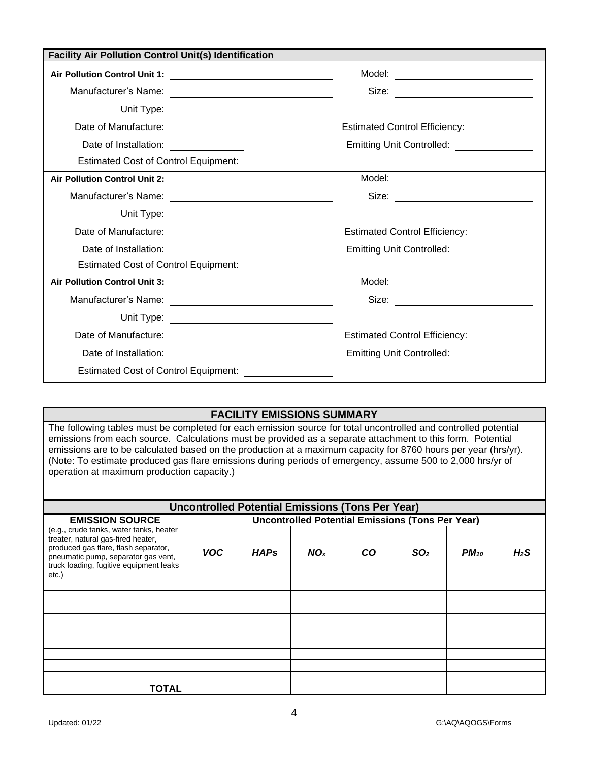## Facility Air Pollution Control Unit(s) Identification

**Air Pollution Control Unit 1:** \_\_\_\_\_\_\_\_\_\_\_\_\_\_\_\_ Model: \_\_\_\_\_\_\_\_\_\_\_\_\_\_\_\_

Manufacturer's Name: \_\_\_\_\_\_\_\_\_\_\_\_\_\_\_\_ Size: \_\_\_\_\_\_\_\_\_\_\_\_\_\_\_\_

Unit Type: \_\_\_\_\_\_\_\_\_\_\_\_\_\_\_\_

Date of Manufacture: \_\_\_\_\_\_\_\_ Estimated Control Efficiency: \_\_\_\_\_\_\_\_

Date of Installation: \_\_\_\_\_\_\_\_ Emitting Unit Controlled: \_\_\_\_\_\_\_\_

Estimated Cost of Control Equipment: \_\_\_\_\_\_\_\_

**Air Pollution Control Unit 2:** \_\_\_\_\_\_\_\_\_\_\_\_\_\_\_\_ Model: \_\_\_\_\_\_\_\_\_\_\_\_\_\_\_\_

Manufacturer's Name: \_\_\_\_\_\_\_\_\_\_\_\_\_\_\_\_ Size: \_\_\_\_\_\_\_\_\_\_\_\_\_\_\_\_

Unit Type: \_\_\_\_\_\_\_\_\_\_\_\_\_\_\_\_

Date of Manufacture: \_\_\_\_\_\_\_\_ Estimated Control Efficiency: \_\_\_\_\_\_\_\_

Date of Installation: \_\_\_\_\_\_\_\_ Emitting Unit Controlled: \_\_\_\_\_\_\_\_

Estimated Cost of Control Equipment: \_\_\_\_\_\_\_\_

**Air Pollution Control Unit 3:** \_\_\_\_\_\_\_\_\_\_\_\_\_\_\_\_ Model: \_\_\_\_\_\_\_\_\_\_\_\_\_\_\_\_

Manufacturer's Name: \_\_\_\_\_\_\_\_\_\_\_\_\_\_\_\_ Size: \_\_\_\_\_\_\_\_\_\_\_\_\_\_\_\_

Unit Type: \_\_\_\_\_\_\_\_\_\_\_\_\_\_\_\_

Date of Manufacture: \_\_\_\_\_\_\_\_ Estimated Control Efficiency: \_\_\_\_\_\_\_\_

Date of Installation: \_\_\_\_\_\_\_\_ Emitting Unit Controlled: \_\_\_\_\_\_\_\_

Estimated Cost of Control Equipment: \_\_\_\_\_\_\_\_

## FACILITY EMISSIONS SUMMARY

The following tables must be completed for each emission source for total uncontrolled and controlled potential emissions from each source. Calculations must be provided as a separate attachment to this form. Potential emissions are to be calculated based on the production at a maximum capacity for 8760 hours per year (hrs/yr). (Note: To estimate produced gas flare emissions during periods of emergency, assume 500 to 2,000 hrs/yr of operation at maximum production capacity.)

### Uncontrolled Potential Emissions (Tons Per Year)

| **EMISSION SOURCE** (e.g., crude tanks, water tanks, heater treater, natural gas-fired heater, produced gas flare, flash separator, pneumatic pump, separator gas vent, truck loading, fugitive equipment leaks etc.) | **Uncontrolled Potential Emissions (Tons Per Year)** | | | | | | |
|---|---|---|---|---|---|---|---|
| | ***VOC*** | ***HAPs*** | ***$NO_x$*** | ***CO*** | ***$SO_2$*** | ***$PM_{10}$*** | ***$H_2S$*** |
| | | | | | | | |
| | | | | | | | |
| | | | | | | | |
| | | | | | | | |
| | | | | | | | |
| | | | | | | | |
| | | | | | | | |
| | | | | | | | |
| | | | | | | | |
| **TOTAL** | | | | | | | |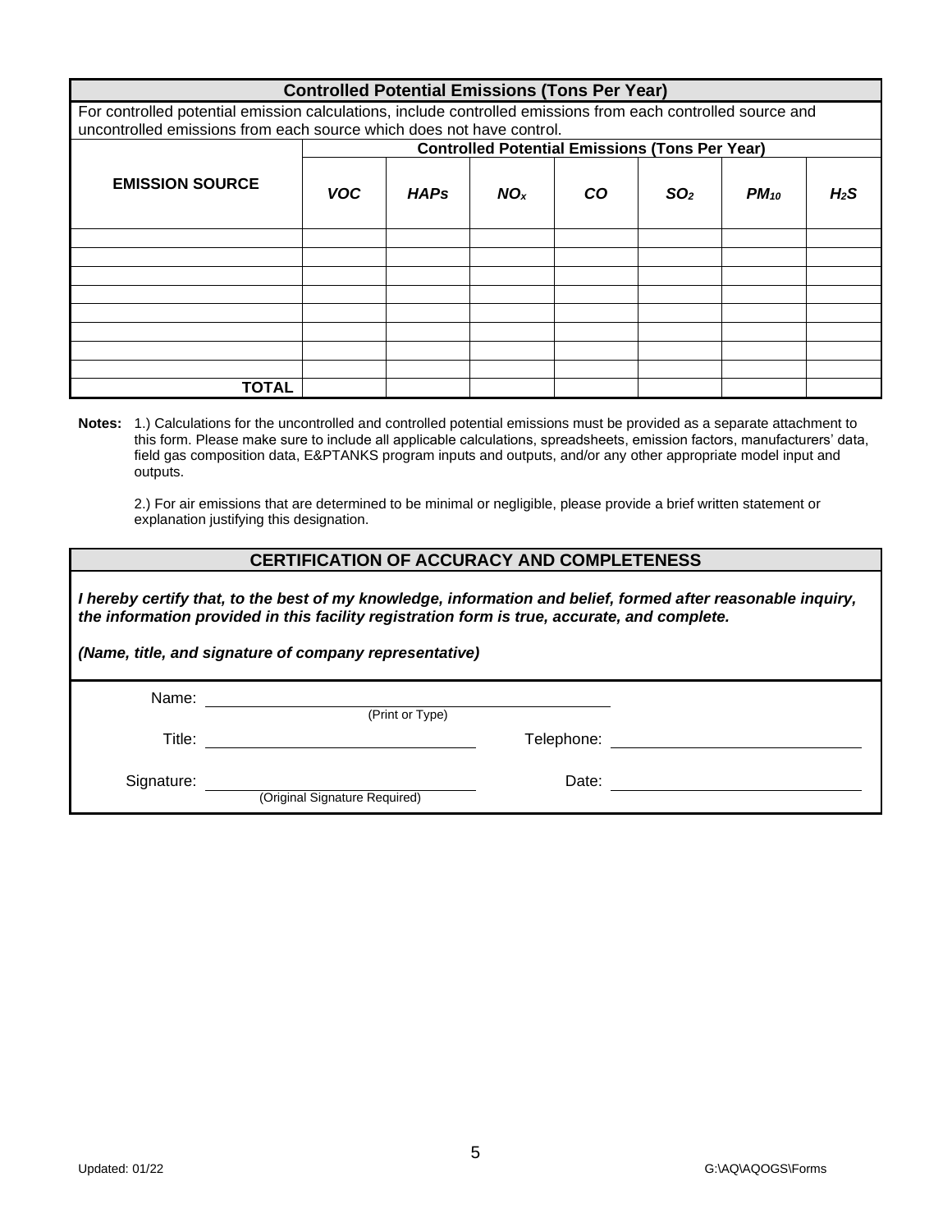## Controlled Potential Emissions (Tons Per Year)

For controlled potential emission calculations, include controlled emissions from each controlled source and uncontrolled emissions from each source which does not have control.

| EMISSION SOURCE | Controlled Potential Emissions (Tons Per Year) | | | | | | |
|---|---|---|---|---|---|---|---|
| | ***VOC*** | ***HAPs*** | ***$NO_x$*** | ***CO*** | ***$SO_2$*** | ***$PM_{10}$*** | ***$H_2S$*** |
| | | | | | | | |
| | | | | | | | |
| | | | | | | | |
| | | | | | | | |
| | | | | | | | |
| | | | | | | | |
| | | | | | | | |
| | | | | | | | |
| **TOTAL** | | | | | | | |

**Notes:** 1.) Calculations for the uncontrolled and controlled potential emissions must be provided as a separate attachment to this form. Please make sure to include all applicable calculations, spreadsheets, emission factors, manufacturers' data, field gas composition data, E&PTANKS program inputs and outputs, and/or any other appropriate model input and outputs.

2.) For air emissions that are determined to be minimal or negligible, please provide a brief written statement or explanation justifying this designation.

## CERTIFICATION OF ACCURACY AND COMPLETENESS

***I hereby certify that, to the best of my knowledge, information and belief, formed after reasonable inquiry, the information provided in this facility registration form is true, accurate, and complete.***

***(Name, title, and signature of company representative)***

Name: ______________________________
(Print or Type)

Title: ______________________________ Telephone: ______________________________

Signature: ______________________________ Date: ______________________________
(Original Signature Required)

Updated: 01/22 G:\AQ\AQOGS\Forms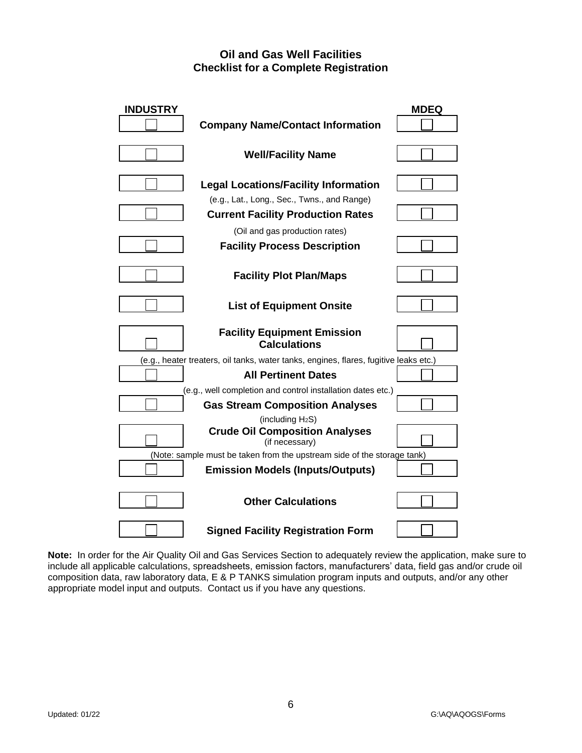# Oil and Gas Well Facilities
## Checklist for a Complete Registration

| INDUSTRY | | MDEQ |
|---|---|---|
| ☐ | **Company Name/Contact Information** | ☐ |
| ☐ | **Well/Facility Name** | ☐ |
| ☐ | **Legal Locations/Facility Information** (e.g., Lat., Long., Sec., Twns., and Range) | ☐ |
| ☐ | **Current Facility Production Rates** (Oil and gas production rates) | ☐ |
| ☐ | **Facility Process Description** | ☐ |
| ☐ | **Facility Plot Plan/Maps** | ☐ |
| ☐ | **List of Equipment Onsite** | ☐ |
| ☐ | **Facility Equipment Emission Calculations** (e.g., heater treaters, oil tanks, water tanks, engines, flares, fugitive leaks etc.) | ☐ |
| ☐ | **All Pertinent Dates** (e.g., well completion and control installation dates etc.) | ☐ |
| ☐ | **Gas Stream Composition Analyses** (including $H_2S$) | ☐ |
| ☐ | **Crude Oil Composition Analyses** (if necessary) (Note: sample must be taken from the upstream side of the storage tank) | ☐ |
| ☐ | **Emission Models (Inputs/Outputs)** | ☐ |
| ☐ | **Other Calculations** | ☐ |
| ☐ | **Signed Facility Registration Form** | ☐ |

**Note:** In order for the Air Quality Oil and Gas Services Section to adequately review the application, make sure to include all applicable calculations, spreadsheets, emission factors, manufacturers' data, field gas and/or crude oil composition data, raw laboratory data, E & P TANKS simulation program inputs and outputs, and/or any other appropriate model input and outputs. Contact us if you have any questions.